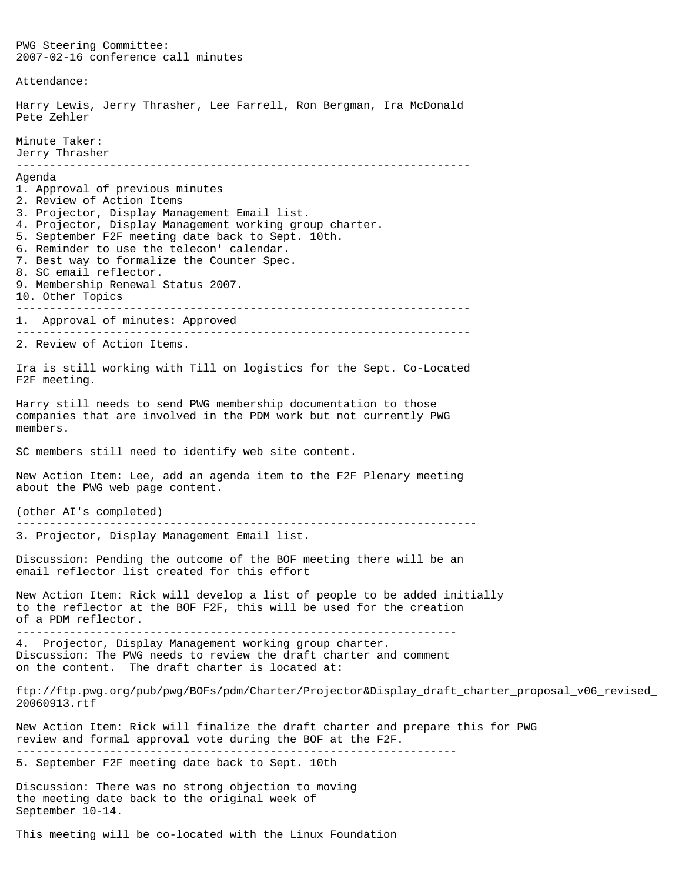PWG Steering Committee:
2007-02-16 conference call minutes

Attendance:

Harry Lewis, Jerry Thrasher, Lee Farrell, Ron Bergman, Ira McDonald
Pete Zehler

Minute Taker:
Jerry Thrasher

---

Agenda
1. Approval of previous minutes
2. Review of Action Items
3. Projector, Display Management Email list.
4. Projector, Display Management working group charter.
5. September F2F meeting date back to Sept. 10th.
6. Reminder to use the telecon' calendar.
7. Best way to formalize the Counter Spec.
8. SC email reflector.
9. Membership Renewal Status 2007.
10. Other Topics

---

1. Approval of minutes: Approved

---

2. Review of Action Items.

Ira is still working with Till on logistics for the Sept. Co-Located F2F meeting.

Harry still needs to send PWG membership documentation to those companies that are involved in the PDM work but not currently PWG members.

SC members still need to identify web site content.

New Action Item: Lee, add an agenda item to the F2F Plenary meeting about the PWG web page content.

(other AI's completed)

---

3. Projector, Display Management Email list.

Discussion: Pending the outcome of the BOF meeting there will be an email reflector list created for this effort

New Action Item: Rick will develop a list of people to be added initially to the reflector at the BOF F2F, this will be used for the creation of a PDM reflector.

---

4. Projector, Display Management working group charter.
Discussion: The PWG needs to review the draft charter and comment on the content. The draft charter is located at:

ftp://ftp.pwg.org/pub/pwg/BOFs/pdm/Charter/Projector&Display_draft_charter_proposal_v06_revised_20060913.rtf

New Action Item: Rick will finalize the draft charter and prepare this for PWG review and formal approval vote during the BOF at the F2F.

---

5. September F2F meeting date back to Sept. 10th

Discussion: There was no strong objection to moving the meeting date back to the original week of September 10-14.

This meeting will be co-located with the Linux Foundation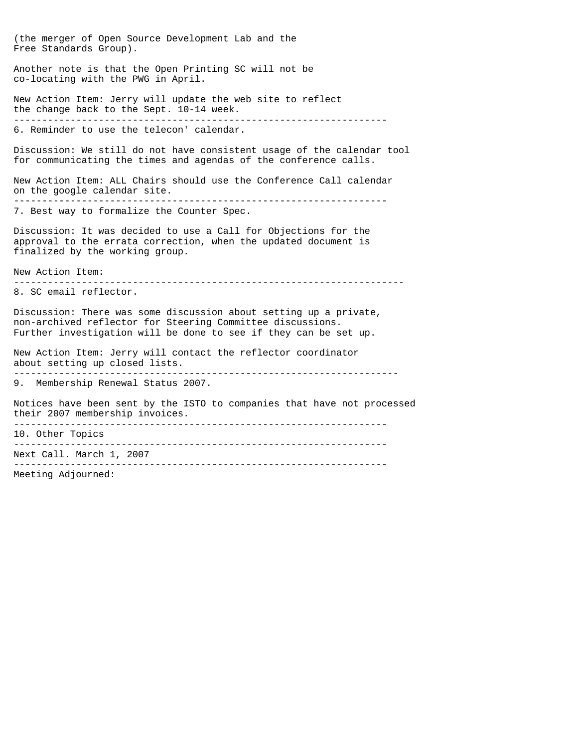(the merger of Open Source Development Lab and the
Free Standards Group).

Another note is that the Open Printing SC will not be
co-locating with the PWG in April.

New Action Item: Jerry will update the web site to reflect
the change back to the Sept. 10-14 week.

---

6. Reminder to use the telecon' calendar.

Discussion: We still do not have consistent usage of the calendar tool
for communicating the times and agendas of the conference calls.

New Action Item: ALL Chairs should use the Conference Call calendar
on the google calendar site.

---

7. Best way to formalize the Counter Spec.

Discussion: It was decided to use a Call for Objections for the
approval to the errata correction, when the updated document is
finalized by the working group.

New Action Item:

---

8. SC email reflector.

Discussion: There was some discussion about setting up a private,
non-archived reflector for Steering Committee discussions.
Further investigation will be done to see if they can be set up.

New Action Item: Jerry will contact the reflector coordinator
about setting up closed lists.

---

9. Membership Renewal Status 2007.

Notices have been sent by the ISTO to companies that have not processed
their 2007 membership invoices.

---

10. Other Topics

---

Next Call. March 1, 2007

---

Meeting Adjourned: